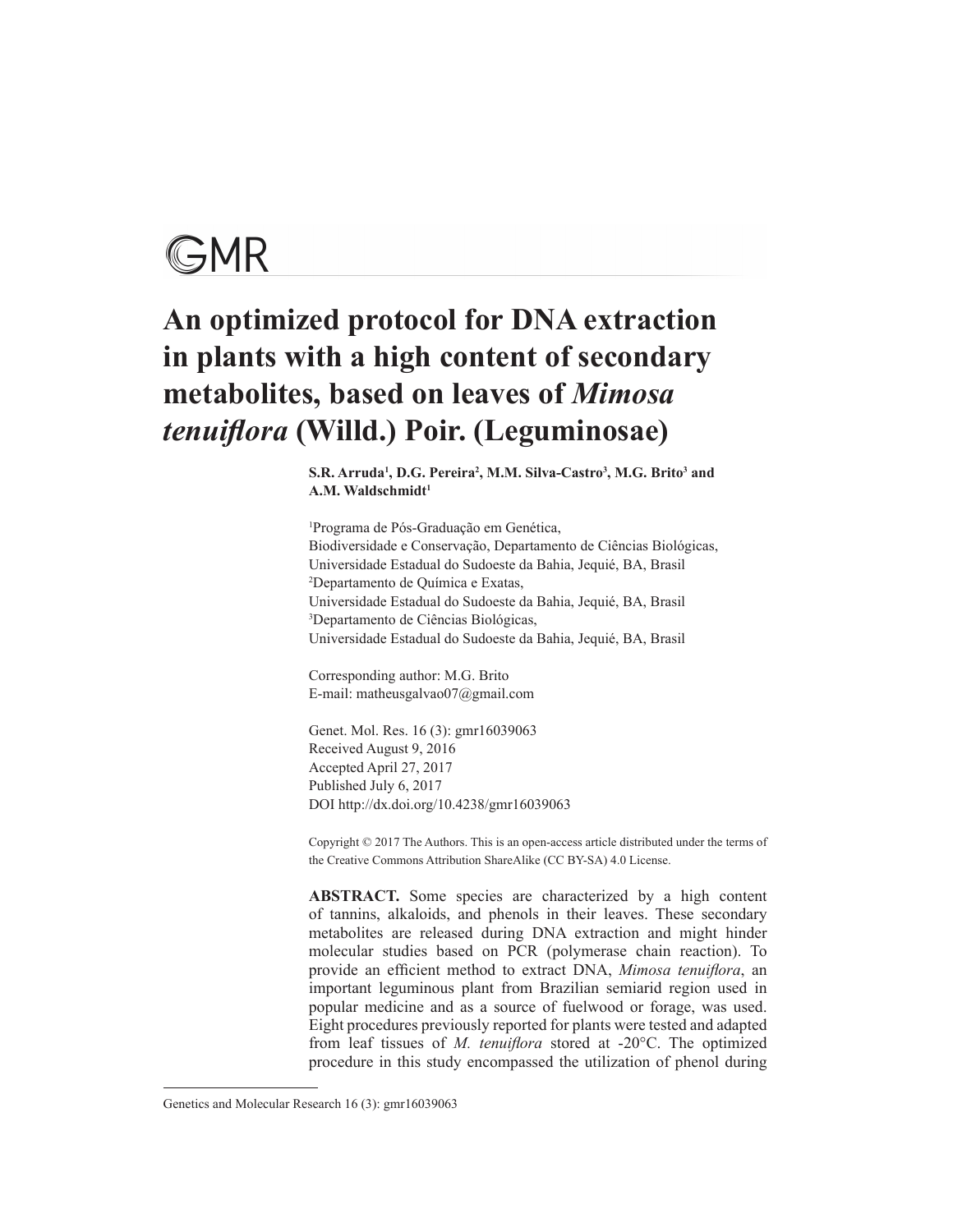GMR

# An optimized protocol for DNA extraction in plants with a high content of secondary metabolites, based on leaves of *Mimosa tenuiflora* (Willd.) Poir. (Leguminosae)

**S.R. Arruda[1], D.G. Pereira[2], M.M. Silva-Castro[3], M.G. Brito[3] and A.M. Waldschmidt[1]**

[1]Programa de Pós-Graduação em Genética, Biodiversidade e Conservação, Departamento de Ciências Biológicas, Universidade Estadual do Sudoeste da Bahia, Jequié, BA, Brasil
[2]Departamento de Química e Exatas, Universidade Estadual do Sudoeste da Bahia, Jequié, BA, Brasil
[3]Departamento de Ciências Biológicas, Universidade Estadual do Sudoeste da Bahia, Jequié, BA, Brasil

Corresponding author: M.G. Brito
E-mail: matheusgalvao07@gmail.com

Genet. Mol. Res. 16 (3): gmr16039063
Received August 9, 2016
Accepted April 27, 2017
Published July 6, 2017
DOI http://dx.doi.org/10.4238/gmr16039063

Copyright © 2017 The Authors. This is an open-access article distributed under the terms of the Creative Commons Attribution ShareAlike (CC BY-SA) 4.0 License.

**ABSTRACT.** Some species are characterized by a high content of tannins, alkaloids, and phenols in their leaves. These secondary metabolites are released during DNA extraction and might hinder molecular studies based on PCR (polymerase chain reaction). To provide an efficient method to extract DNA, *Mimosa tenuiflora*, an important leguminous plant from Brazilian semiarid region used in popular medicine and as a source of fuelwood or forage, was used. Eight procedures previously reported for plants were tested and adapted from leaf tissues of *M. tenuiflora* stored at -20°C. The optimized procedure in this study encompassed the utilization of phenol during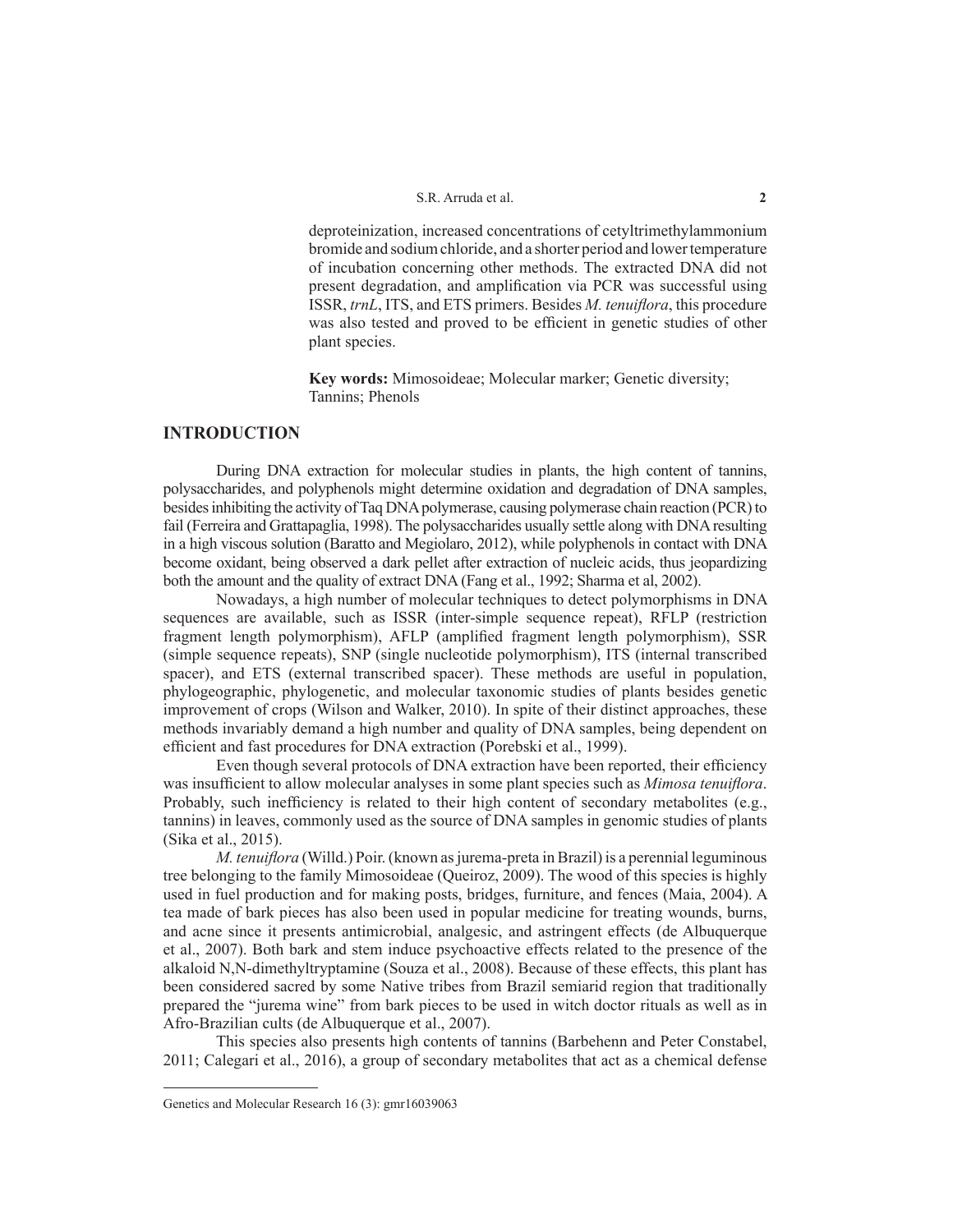deproteinization, increased concentrations of cetyltrimethylammonium bromide and sodium chloride, and a shorter period and lower temperature of incubation concerning other methods. The extracted DNA did not present degradation, and amplification via PCR was successful using ISSR, *trnL*, ITS, and ETS primers. Besides *M. tenuiflora*, this procedure was also tested and proved to be efficient in genetic studies of other plant species.

**Key words:** Mimosoideae; Molecular marker; Genetic diversity; Tannins; Phenols

## INTRODUCTION

During DNA extraction for molecular studies in plants, the high content of tannins, polysaccharides, and polyphenols might determine oxidation and degradation of DNA samples, besides inhibiting the activity of Taq DNA polymerase, causing polymerase chain reaction (PCR) to fail (Ferreira and Grattapaglia, 1998). The polysaccharides usually settle along with DNA resulting in a high viscous solution (Baratto and Megiolaro, 2012), while polyphenols in contact with DNA become oxidant, being observed a dark pellet after extraction of nucleic acids, thus jeopardizing both the amount and the quality of extract DNA (Fang et al., 1992; Sharma et al, 2002).

Nowadays, a high number of molecular techniques to detect polymorphisms in DNA sequences are available, such as ISSR (inter-simple sequence repeat), RFLP (restriction fragment length polymorphism), AFLP (amplified fragment length polymorphism), SSR (simple sequence repeats), SNP (single nucleotide polymorphism), ITS (internal transcribed spacer), and ETS (external transcribed spacer). These methods are useful in population, phylogeographic, phylogenetic, and molecular taxonomic studies of plants besides genetic improvement of crops (Wilson and Walker, 2010). In spite of their distinct approaches, these methods invariably demand a high number and quality of DNA samples, being dependent on efficient and fast procedures for DNA extraction (Porebski et al., 1999).

Even though several protocols of DNA extraction have been reported, their efficiency was insufficient to allow molecular analyses in some plant species such as *Mimosa tenuiflora*. Probably, such inefficiency is related to their high content of secondary metabolites (e.g., tannins) in leaves, commonly used as the source of DNA samples in genomic studies of plants (Sika et al., 2015).

*M. tenuiflora* (Willd.) Poir. (known as jurema-preta in Brazil) is a perennial leguminous tree belonging to the family Mimosoideae (Queiroz, 2009). The wood of this species is highly used in fuel production and for making posts, bridges, furniture, and fences (Maia, 2004). A tea made of bark pieces has also been used in popular medicine for treating wounds, burns, and acne since it presents antimicrobial, analgesic, and astringent effects (de Albuquerque et al., 2007). Both bark and stem induce psychoactive effects related to the presence of the alkaloid N,N-dimethyltryptamine (Souza et al., 2008). Because of these effects, this plant has been considered sacred by some Native tribes from Brazil semiarid region that traditionally prepared the "jurema wine" from bark pieces to be used in witch doctor rituals as well as in Afro-Brazilian cults (de Albuquerque et al., 2007).

This species also presents high contents of tannins (Barbehenn and Peter Constabel, 2011; Calegari et al., 2016), a group of secondary metabolites that act as a chemical defense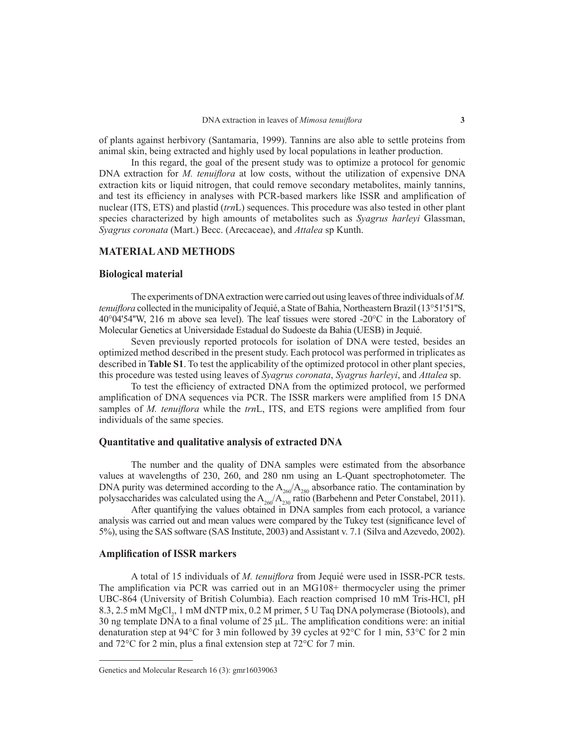of plants against herbivory (Santamaria, 1999). Tannins are also able to settle proteins from animal skin, being extracted and highly used by local populations in leather production.

In this regard, the goal of the present study was to optimize a protocol for genomic DNA extraction for *M. tenuiflora* at low costs, without the utilization of expensive DNA extraction kits or liquid nitrogen, that could remove secondary metabolites, mainly tannins, and test its efficiency in analyses with PCR-based markers like ISSR and amplification of nuclear (ITS, ETS) and plastid (*trn*L) sequences. This procedure was also tested in other plant species characterized by high amounts of metabolites such as *Syagrus harleyi* Glassman, *Syagrus coronata* (Mart.) Becc. (Arecaceae), and *Attalea* sp Kunth.

## MATERIAL AND METHODS

### Biological material

The experiments of DNA extraction were carried out using leaves of three individuals of *M. tenuiflora* collected in the municipality of Jequié, a State of Bahia, Northeastern Brazil (13°51'51"S, 40°04'54"W, 216 m above sea level). The leaf tissues were stored -20°C in the Laboratory of Molecular Genetics at Universidade Estadual do Sudoeste da Bahia (UESB) in Jequié.

Seven previously reported protocols for isolation of DNA were tested, besides an optimized method described in the present study. Each protocol was performed in triplicates as described in **Table S1**. To test the applicability of the optimized protocol in other plant species, this procedure was tested using leaves of *Syagrus coronata*, *Syagrus harleyi*, and *Attalea* sp.

To test the efficiency of extracted DNA from the optimized protocol, we performed amplification of DNA sequences via PCR. The ISSR markers were amplified from 15 DNA samples of *M. tenuiflora* while the *trn*L, ITS, and ETS regions were amplified from four individuals of the same species.

### Quantitative and qualitative analysis of extracted DNA

The number and the quality of DNA samples were estimated from the absorbance values at wavelengths of 230, 260, and 280 nm using an L-Quant spectrophotometer. The DNA purity was determined according to the $A_{260}/A_{280}$ absorbance ratio. The contamination by polysaccharides was calculated using the $A_{260}/A_{230}$ ratio (Barbehenn and Peter Constabel, 2011).

After quantifying the values obtained in DNA samples from each protocol, a variance analysis was carried out and mean values were compared by the Tukey test (significance level of 5%), using the SAS software (SAS Institute, 2003) and Assistant v. 7.1 (Silva and Azevedo, 2002).

### Amplification of ISSR markers

A total of 15 individuals of *M. tenuiflora* from Jequié were used in ISSR-PCR tests. The amplification via PCR was carried out in an MG108+ thermocycler using the primer UBC-864 (University of British Columbia). Each reaction comprised 10 mM Tris-HCl, pH 8.3, 2.5 mM $MgCl_2$, 1 mM dNTP mix, 0.2 M primer, 5 U Taq DNA polymerase (Biotools), and 30 ng template DNA to a final volume of 25 µL. The amplification conditions were: an initial denaturation step at 94°C for 3 min followed by 39 cycles at 92°C for 1 min, 53°C for 2 min and 72°C for 2 min, plus a final extension step at 72°C for 7 min.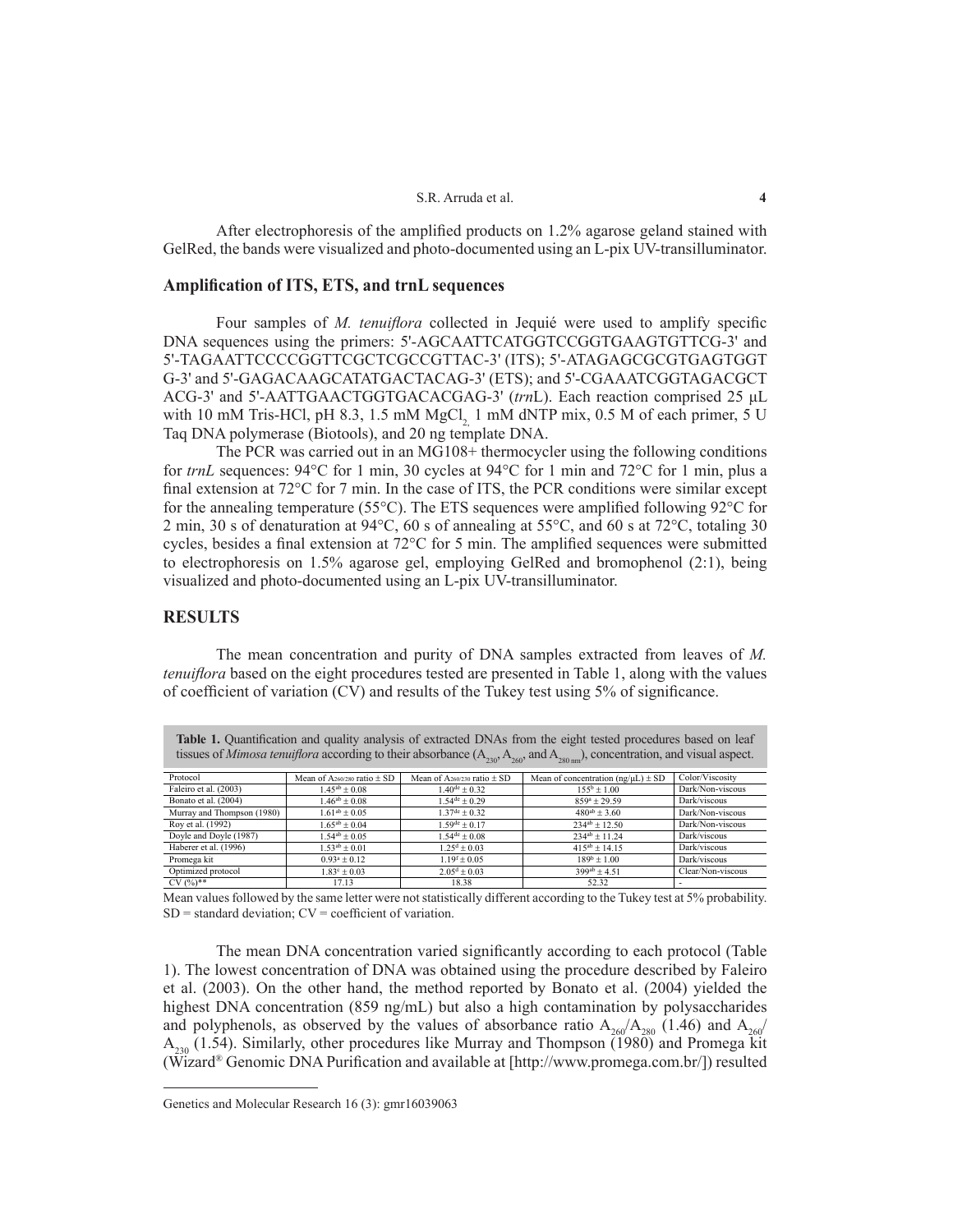After electrophoresis of the amplified products on 1.2% agarose geland stained with GelRed, the bands were visualized and photo-documented using an L-pix UV-transilluminator.

## Amplification of ITS, ETS, and trnL sequences

Four samples of *M. tenuiflora* collected in Jequié were used to amplify specific DNA sequences using the primers: 5'-AGCAATTCATGGTCCGGTGAAGTGTTCG-3' and 5'-TAGAATTCCCCGGTTCGCTCGCCGTTAC-3' (ITS); 5'-ATAGAGCGCGTGAGTGGT G-3' and 5'-GAGACAAGCATATGACTACAG-3' (ETS); and 5'-CGAAATCGGTAGACGCT ACG-3' and 5'-AATTGAACTGGTGACACGAG-3' (*trn*L). Each reaction comprised 25 µL with 10 mM Tris-HCl, pH 8.3, 1.5 mM $MgCl_2$, 1 mM dNTP mix, 0.5 M of each primer, 5 U Taq DNA polymerase (Biotools), and 20 ng template DNA.

The PCR was carried out in an MG108+ thermocycler using the following conditions for *trnL* sequences: 94°C for 1 min, 30 cycles at 94°C for 1 min and 72°C for 1 min, plus a final extension at 72°C for 7 min. In the case of ITS, the PCR conditions were similar except for the annealing temperature (55°C). The ETS sequences were amplified following 92°C for 2 min, 30 s of denaturation at 94°C, 60 s of annealing at 55°C, and 60 s at 72°C, totaling 30 cycles, besides a final extension at 72°C for 5 min. The amplified sequences were submitted to electrophoresis on 1.5% agarose gel, employing GelRed and bromophenol (2:1), being visualized and photo-documented using an L-pix UV-transilluminator.

## RESULTS

The mean concentration and purity of DNA samples extracted from leaves of *M. tenuiflora* based on the eight procedures tested are presented in Table 1, along with the values of coefficient of variation (CV) and results of the Tukey test using 5% of significance.

**Table 1.** Quantification and quality analysis of extracted DNAs from the eight tested procedures based on leaf tissues of *Mimosa tenuiflora* according to their absorbance ($A_{230}$, $A_{260}$, and $A_{280\ nm}$), concentration, and visual aspect.

| Protocol | Mean of $A_{260/280}$ ratio ± SD | Mean of $A_{260/230}$ ratio ± SD | Mean of concentration (ng/µL) ± SD | Color/Viscosity |
|---|---|---|---|---|
| Faleiro et al. (2003) | $1.45^{ab}$ ± 0.08 | $1.40^{de}$ ± 0.32 | $155^{b}$ ± 1.00 | Dark/Non-viscous |
| Bonato et al. (2004) | $1.46^{ab}$ ± 0.08 | $1.54^{de}$ ± 0.29 | $859^{a}$ ± 29.59 | Dark/viscous |
| Murray and Thompson (1980) | $1.61^{ab}$ ± 0.05 | $1.37^{de}$ ± 0.32 | $480^{ab}$ ± 3.60 | Dark/Non-viscous |
| Roy et al. (1992) | $1.65^{ab}$ ± 0.04 | $1.59^{de}$ ± 0.17 | $234^{ab}$ ± 12.50 | Dark/Non-viscous |
| Doyle and Doyle (1987) | $1.54^{ab}$ ± 0.05 | $1.54^{de}$ ± 0.08 | $234^{ab}$ ± 11.24 | Dark/viscous |
| Haberer et al. (1996) | $1.53^{ab}$ ± 0.01 | $1.25^{d}$ ± 0.03 | $415^{ab}$ ± 14.15 | Dark/viscous |
| Promega kit | $0.93^{a}$ ± 0.12 | $1.19^{f}$ ± 0.05 | $189^{b}$ ± 1.00 | Dark/viscous |
| Optimized protocol | $1.83^{c}$ ± 0.03 | $2.05^{d}$ ± 0.03 | $399^{ab}$ ± 4.51 | Clear/Non-viscous |
| CV (%)** | 17.13 | 18.38 | 52.32 | - |

Mean values followed by the same letter were not statistically different according to the Tukey test at 5% probability. SD = standard deviation; CV = coefficient of variation.

The mean DNA concentration varied significantly according to each protocol (Table 1). The lowest concentration of DNA was obtained using the procedure described by Faleiro et al. (2003). On the other hand, the method reported by Bonato et al. (2004) yielded the highest DNA concentration (859 ng/mL) but also a high contamination by polysaccharides and polyphenols, as observed by the values of absorbance ratio $A_{260}/A_{280}$ (1.46) and $A_{260}/A_{230}$ (1.54). Similarly, other procedures like Murray and Thompson (1980) and Promega kit (Wizard® Genomic DNA Purification and available at [http://www.promega.com.br/]) resulted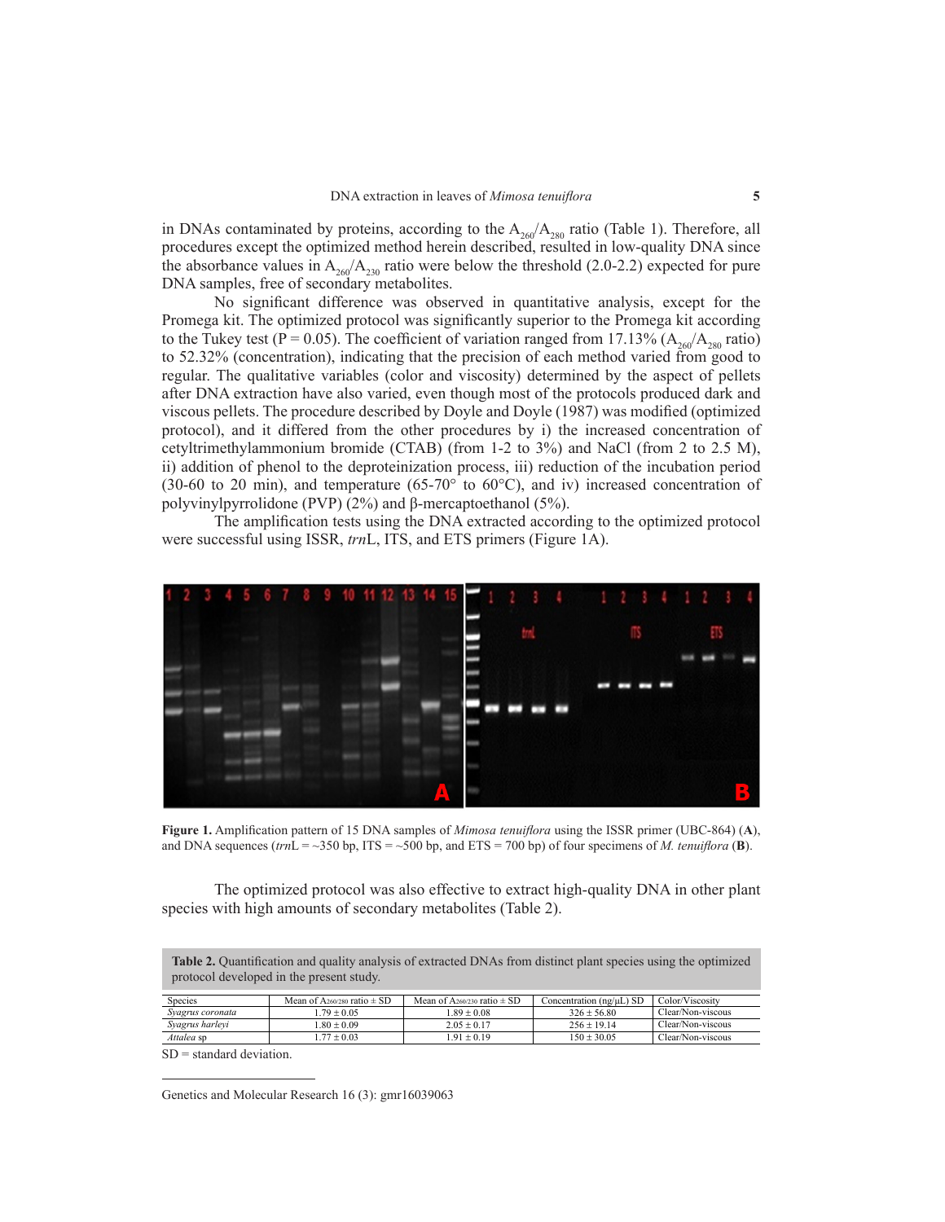in DNAs contaminated by proteins, according to the $A_{260}/A_{280}$ ratio (Table 1). Therefore, all procedures except the optimized method herein described, resulted in low-quality DNA since the absorbance values in $A_{260}/A_{230}$ ratio were below the threshold (2.0-2.2) expected for pure DNA samples, free of secondary metabolites.

No significant difference was observed in quantitative analysis, except for the Promega kit. The optimized protocol was significantly superior to the Promega kit according to the Tukey test (P = 0.05). The coefficient of variation ranged from 17.13% ($A_{260}/A_{280}$ ratio) to 52.32% (concentration), indicating that the precision of each method varied from good to regular. The qualitative variables (color and viscosity) determined by the aspect of pellets after DNA extraction have also varied, even though most of the protocols produced dark and viscous pellets. The procedure described by Doyle and Doyle (1987) was modified (optimized protocol), and it differed from the other procedures by i) the increased concentration of cetyltrimethylammonium bromide (CTAB) (from 1-2 to 3%) and NaCl (from 2 to 2.5 M), ii) addition of phenol to the deproteinization process, iii) reduction of the incubation period (30-60 to 20 min), and temperature (65-70° to 60°C), and iv) increased concentration of polyvinylpyrrolidone (PVP) (2%) and β-mercaptoethanol (5%).

The amplification tests using the DNA extracted according to the optimized protocol were successful using ISSR, *trn*L, ITS, and ETS primers (Figure 1A).

**Figure 1.** Amplification pattern of 15 DNA samples of *Mimosa tenuiflora* using the ISSR primer (UBC-864) (**A**), and DNA sequences (*trn*L = ~350 bp, ITS = ~500 bp, and ETS = 700 bp) of four specimens of *M. tenuiflora* (**B**).

The optimized protocol was also effective to extract high-quality DNA in other plant species with high amounts of secondary metabolites (Table 2).

**Table 2.** Quantification and quality analysis of extracted DNAs from distinct plant species using the optimized protocol developed in the present study.

| Species | Mean of $A_{260/280}$ ratio ± SD | Mean of $A_{260/230}$ ratio ± SD | Concentration (ng/μL) SD | Color/Viscosity |
|---|---|---|---|---|
| *Syagrus coronata* | 1.79 ± 0.05 | 1.89 ± 0.08 | 326 ± 56.80 | Clear/Non-viscous |
| *Syagrus harleyi* | 1.80 ± 0.09 | 2.05 ± 0.17 | 256 ± 19.14 | Clear/Non-viscous |
| *Attalea* sp | 1.77 ± 0.03 | 1.91 ± 0.19 | 150 ± 30.05 | Clear/Non-viscous |

SD = standard deviation.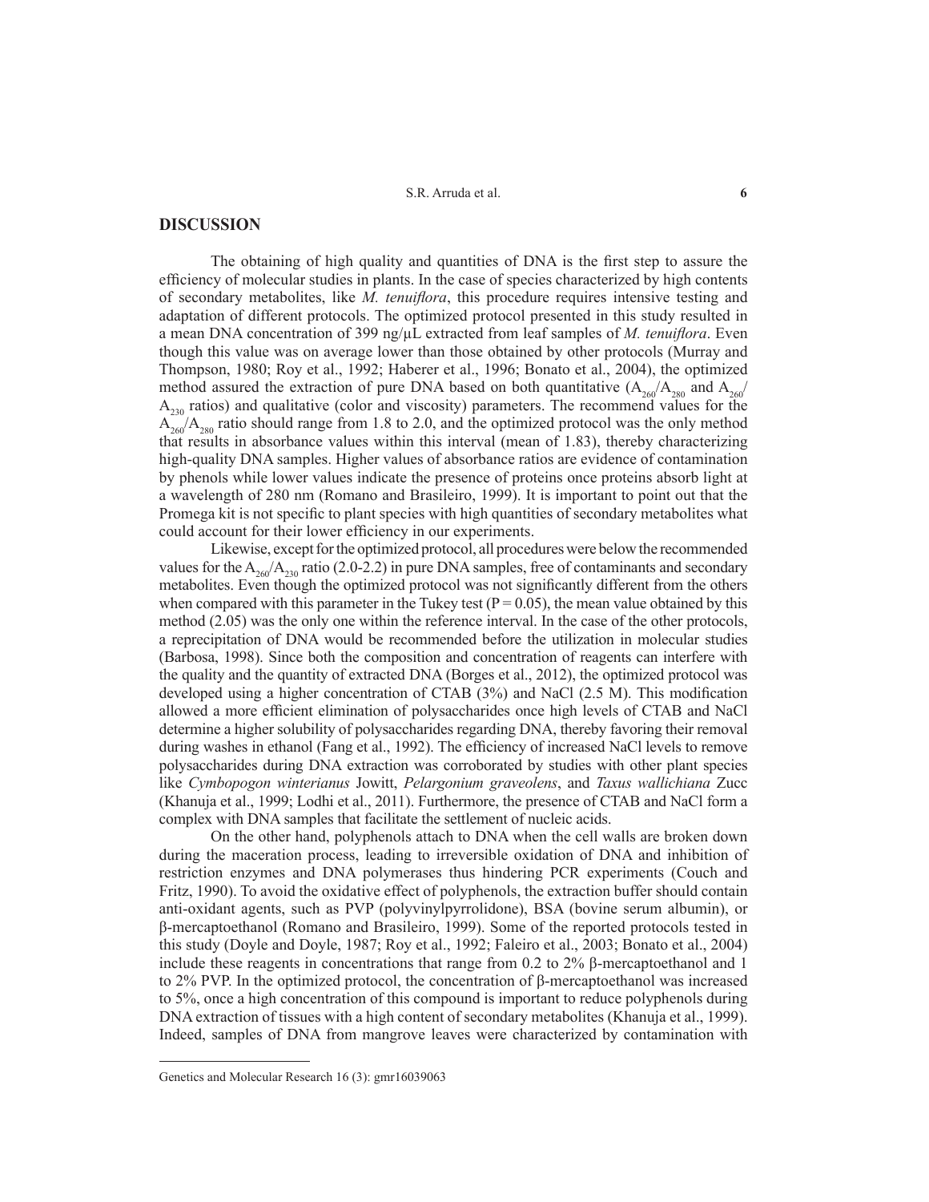## DISCUSSION

The obtaining of high quality and quantities of DNA is the first step to assure the efficiency of molecular studies in plants. In the case of species characterized by high contents of secondary metabolites, like *M. tenuiflora*, this procedure requires intensive testing and adaptation of different protocols. The optimized protocol presented in this study resulted in a mean DNA concentration of 399 ng/μL extracted from leaf samples of *M. tenuiflora*. Even though this value was on average lower than those obtained by other protocols (Murray and Thompson, 1980; Roy et al., 1992; Haberer et al., 1996; Bonato et al., 2004), the optimized method assured the extraction of pure DNA based on both quantitative ($A_{260}/A_{280}$ and $A_{260}/A_{230}$ ratios) and qualitative (color and viscosity) parameters. The recommend values for the $A_{260}/A_{280}$ ratio should range from 1.8 to 2.0, and the optimized protocol was the only method that results in absorbance values within this interval (mean of 1.83), thereby characterizing high-quality DNA samples. Higher values of absorbance ratios are evidence of contamination by phenols while lower values indicate the presence of proteins once proteins absorb light at a wavelength of 280 nm (Romano and Brasileiro, 1999). It is important to point out that the Promega kit is not specific to plant species with high quantities of secondary metabolites what could account for their lower efficiency in our experiments.

Likewise, except for the optimized protocol, all procedures were below the recommended values for the $A_{260}/A_{230}$ ratio (2.0-2.2) in pure DNA samples, free of contaminants and secondary metabolites. Even though the optimized protocol was not significantly different from the others when compared with this parameter in the Tukey test ($P = 0.05$), the mean value obtained by this method (2.05) was the only one within the reference interval. In the case of the other protocols, a reprecipitation of DNA would be recommended before the utilization in molecular studies (Barbosa, 1998). Since both the composition and concentration of reagents can interfere with the quality and the quantity of extracted DNA (Borges et al., 2012), the optimized protocol was developed using a higher concentration of CTAB (3%) and NaCl (2.5 M). This modification allowed a more efficient elimination of polysaccharides once high levels of CTAB and NaCl determine a higher solubility of polysaccharides regarding DNA, thereby favoring their removal during washes in ethanol (Fang et al., 1992). The efficiency of increased NaCl levels to remove polysaccharides during DNA extraction was corroborated by studies with other plant species like *Cymbopogon winterianus* Jowitt, *Pelargonium graveolens*, and *Taxus wallichiana* Zucc (Khanuja et al., 1999; Lodhi et al., 2011). Furthermore, the presence of CTAB and NaCl form a complex with DNA samples that facilitate the settlement of nucleic acids.

On the other hand, polyphenols attach to DNA when the cell walls are broken down during the maceration process, leading to irreversible oxidation of DNA and inhibition of restriction enzymes and DNA polymerases thus hindering PCR experiments (Couch and Fritz, 1990). To avoid the oxidative effect of polyphenols, the extraction buffer should contain anti-oxidant agents, such as PVP (polyvinylpyrrolidone), BSA (bovine serum albumin), or β-mercaptoethanol (Romano and Brasileiro, 1999). Some of the reported protocols tested in this study (Doyle and Doyle, 1987; Roy et al., 1992; Faleiro et al., 2003; Bonato et al., 2004) include these reagents in concentrations that range from 0.2 to 2% β-mercaptoethanol and 1 to 2% PVP. In the optimized protocol, the concentration of β-mercaptoethanol was increased to 5%, once a high concentration of this compound is important to reduce polyphenols during DNA extraction of tissues with a high content of secondary metabolites (Khanuja et al., 1999). Indeed, samples of DNA from mangrove leaves were characterized by contamination with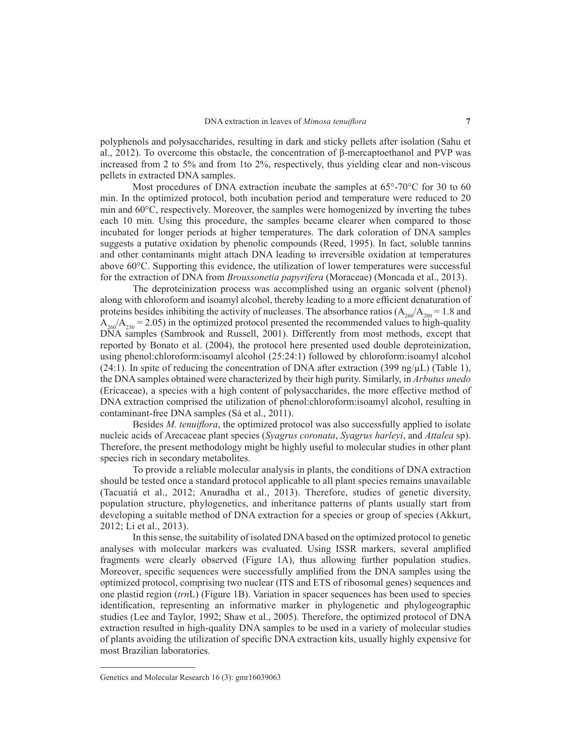polyphenols and polysaccharides, resulting in dark and sticky pellets after isolation (Sahu et al., 2012). To overcome this obstacle, the concentration of β-mercaptoethanol and PVP was increased from 2 to 5% and from 1to 2%, respectively, thus yielding clear and non-viscous pellets in extracted DNA samples.

Most procedures of DNA extraction incubate the samples at 65°-70°C for 30 to 60 min. In the optimized protocol, both incubation period and temperature were reduced to 20 min and 60°C, respectively. Moreover, the samples were homogenized by inverting the tubes each 10 min. Using this procedure, the samples became clearer when compared to those incubated for longer periods at higher temperatures. The dark coloration of DNA samples suggests a putative oxidation by phenolic compounds (Reed, 1995). In fact, soluble tannins and other contaminants might attach DNA leading to irreversible oxidation at temperatures above 60°C. Supporting this evidence, the utilization of lower temperatures were successful for the extraction of DNA from *Broussonetia papyrifera* (Moraceae) (Moncada et al., 2013).

The deproteinization process was accomplished using an organic solvent (phenol) along with chloroform and isoamyl alcohol, thereby leading to a more efficient denaturation of proteins besides inhibiting the activity of nucleases. The absorbance ratios ($A_{260}/A_{280}$ = 1.8 and $A_{260}/A_{230}$ = 2.05) in the optimized protocol presented the recommended values to high-quality DNA samples (Sambrook and Russell, 2001). Differently from most methods, except that reported by Bonato et al. (2004), the protocol here presented used double deproteinization, using phenol:chloroform:isoamyl alcohol (25:24:1) followed by chloroform:isoamyl alcohol (24:1). In spite of reducing the concentration of DNA after extraction (399 ng/µL) (Table 1), the DNA samples obtained were characterized by their high purity. Similarly, in *Arbutus unedo* (Ericaceae), a species with a high content of polysaccharides, the more effective method of DNA extraction comprised the utilization of phenol:chloroform:isoamyl alcohol, resulting in contaminant-free DNA samples (Sá et al., 2011).

Besides *M. tenuiflora*, the optimized protocol was also successfully applied to isolate nucleic acids of Arecaceae plant species (*Syagrus coronata*, *Syagrus harleyi*, and *Attalea* sp). Therefore, the present methodology might be highly useful to molecular studies in other plant species rich in secondary metabolites.

To provide a reliable molecular analysis in plants, the conditions of DNA extraction should be tested once a standard protocol applicable to all plant species remains unavailable (Tacuatiá et al., 2012; Anuradha et al., 2013). Therefore, studies of genetic diversity, population structure, phylogenetics, and inheritance patterns of plants usually start from developing a suitable method of DNA extraction for a species or group of species (Akkurt, 2012; Li et al., 2013).

In this sense, the suitability of isolated DNA based on the optimized protocol to genetic analyses with molecular markers was evaluated. Using ISSR markers, several amplified fragments were clearly observed (Figure 1A), thus allowing further population studies. Moreover, specific sequences were successfully amplified from the DNA samples using the optimized protocol, comprising two nuclear (ITS and ETS of ribosomal genes) sequences and one plastid region (*trn*L) (Figure 1B). Variation in spacer sequences has been used to species identification, representing an informative marker in phylogenetic and phylogeographic studies (Lee and Taylor, 1992; Shaw et al., 2005). Therefore, the optimized protocol of DNA extraction resulted in high-quality DNA samples to be used in a variety of molecular studies of plants avoiding the utilization of specific DNA extraction kits, usually highly expensive for most Brazilian laboratories.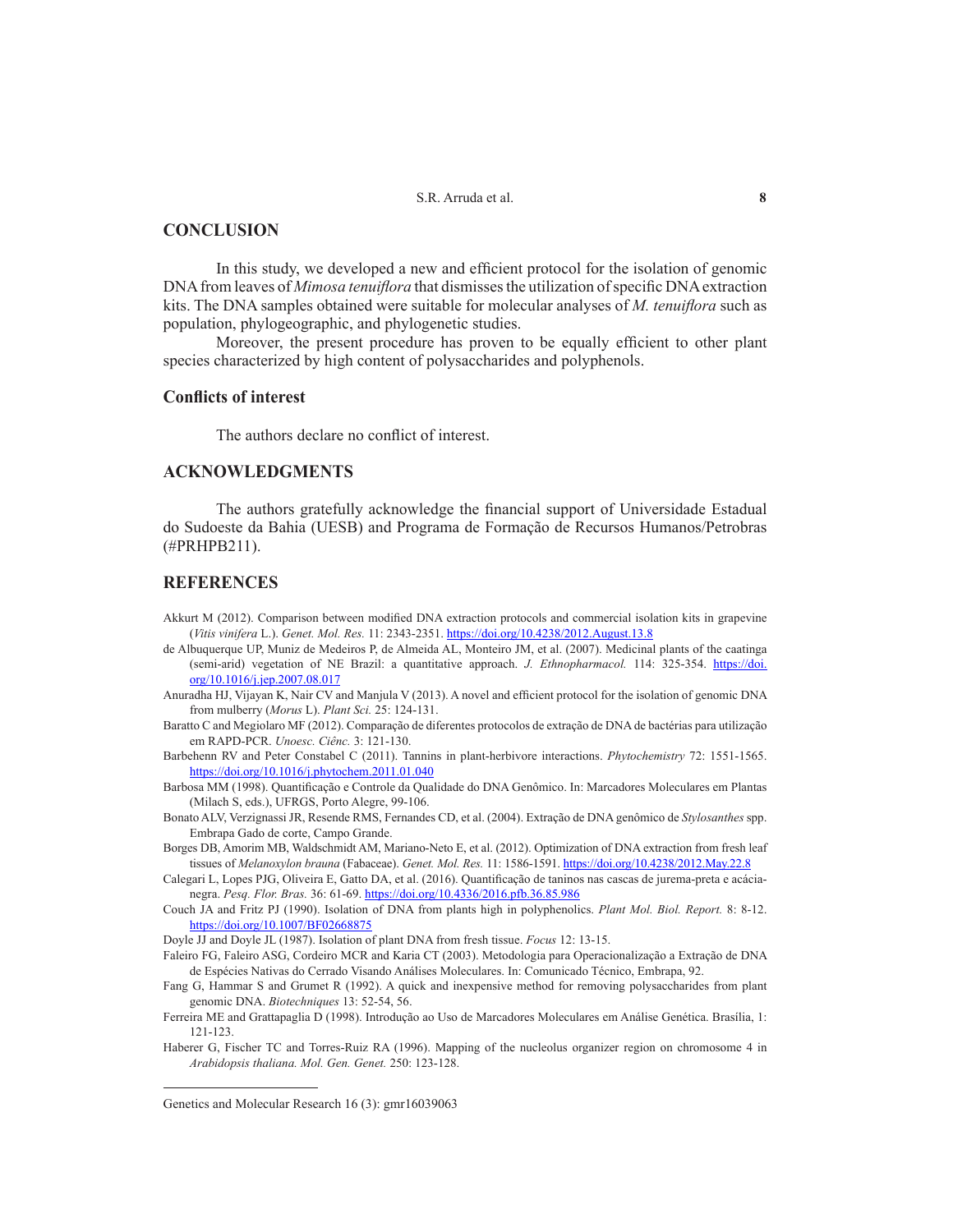## CONCLUSION

In this study, we developed a new and efficient protocol for the isolation of genomic DNA from leaves of *Mimosa tenuiflora* that dismisses the utilization of specific DNA extraction kits. The DNA samples obtained were suitable for molecular analyses of *M. tenuiflora* such as population, phylogeographic, and phylogenetic studies.

Moreover, the present procedure has proven to be equally efficient to other plant species characterized by high content of polysaccharides and polyphenols.

### Conflicts of interest

The authors declare no conflict of interest.

## ACKNOWLEDGMENTS

The authors gratefully acknowledge the financial support of Universidade Estadual do Sudoeste da Bahia (UESB) and Programa de Formação de Recursos Humanos/Petrobras (#PRHPB211).

## REFERENCES

Akkurt M (2012). Comparison between modified DNA extraction protocols and commercial isolation kits in grapevine (*Vitis vinifera* L.). *Genet. Mol. Res.* 11: 2343-2351. https://doi.org/10.4238/2012.August.13.8

de Albuquerque UP, Muniz de Medeiros P, de Almeida AL, Monteiro JM, et al. (2007). Medicinal plants of the caatinga (semi-arid) vegetation of NE Brazil: a quantitative approach. *J. Ethnopharmacol.* 114: 325-354. https://doi.org/10.1016/j.jep.2007.08.017

Anuradha HJ, Vijayan K, Nair CV and Manjula V (2013). A novel and efficient protocol for the isolation of genomic DNA from mulberry (*Morus* L). *Plant Sci.* 25: 124-131.

Baratto C and Megiolaro MF (2012). Comparação de diferentes protocolos de extração de DNA de bactérias para utilização em RAPD-PCR. *Unoesc. Ciênc.* 3: 121-130.

Barbehenn RV and Peter Constabel C (2011). Tannins in plant-herbivore interactions. *Phytochemistry* 72: 1551-1565. https://doi.org/10.1016/j.phytochem.2011.01.040

Barbosa MM (1998). Quantificação e Controle da Qualidade do DNA Genômico. In: Marcadores Moleculares em Plantas (Milach S, eds.), UFRGS, Porto Alegre, 99-106.

Bonato ALV, Verzignassi JR, Resende RMS, Fernandes CD, et al. (2004). Extração de DNA genômico de *Stylosanthes* spp. Embrapa Gado de corte, Campo Grande.

Borges DB, Amorim MB, Waldschmidt AM, Mariano-Neto E, et al. (2012). Optimization of DNA extraction from fresh leaf tissues of *Melanoxylon brauna* (Fabaceae). *Genet. Mol. Res.* 11: 1586-1591. https://doi.org/10.4238/2012.May.22.8

Calegari L, Lopes PJG, Oliveira E, Gatto DA, et al. (2016). Quantificação de taninos nas cascas de jurema-preta e acácia-negra. *Pesq. Flor. Bras.* 36: 61-69. https://doi.org/10.4336/2016.pfb.36.85.986

Couch JA and Fritz PJ (1990). Isolation of DNA from plants high in polyphenolics. *Plant Mol. Biol. Report.* 8: 8-12. https://doi.org/10.1007/BF02668875

Doyle JJ and Doyle JL (1987). Isolation of plant DNA from fresh tissue. *Focus* 12: 13-15.

Faleiro FG, Faleiro ASG, Cordeiro MCR and Karia CT (2003). Metodologia para Operacionalização a Extração de DNA de Espécies Nativas do Cerrado Visando Análises Moleculares. In: Comunicado Técnico, Embrapa, 92.

Fang G, Hammar S and Grumet R (1992). A quick and inexpensive method for removing polysaccharides from plant genomic DNA. *Biotechniques* 13: 52-54, 56.

Ferreira ME and Grattapaglia D (1998). Introdução ao Uso de Marcadores Moleculares em Análise Genética. Brasília, 1: 121-123.

Haberer G, Fischer TC and Torres-Ruiz RA (1996). Mapping of the nucleolus organizer region on chromosome 4 in *Arabidopsis thaliana*. *Mol. Gen. Genet.* 250: 123-128.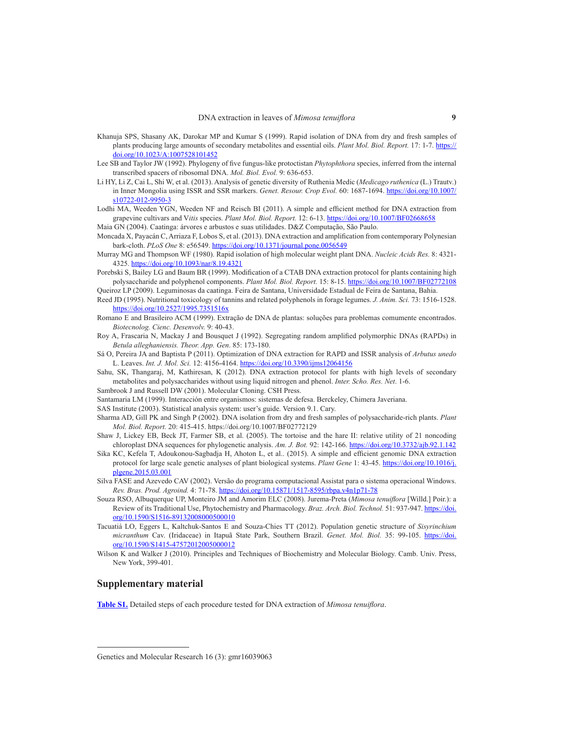Khanuja SPS, Shasany AK, Darokar MP and Kumar S (1999). Rapid isolation of DNA from dry and fresh samples of plants producing large amounts of secondary metabolites and essential oils. *Plant Mol. Biol. Report.* 17: 1-7. https://doi.org/10.1023/A:1007528101452

Lee SB and Taylor JW (1992). Phylogeny of five fungus-like protoctistan *Phytophthora* species, inferred from the internal transcribed spacers of ribosomal DNA. *Mol. Biol. Evol.* 9: 636-653.

Li HY, Li Z, Cai L, Shi W, et al. (2013). Analysis of genetic diversity of Ruthenia Medic (*Medicago ruthenica* (L.) Trautv.) in Inner Mongolia using ISSR and SSR markers. *Genet. Resour. Crop Evol.* 60: 1687-1694. https://doi.org/10.1007/s10722-012-9950-3

Lodhi MA, Weeden YGN, Weeden NF and Reisch BI (2011). A simple and efficient method for DNA extraction from grapevine cultivars and V*itis* species. *Plant Mol. Biol. Report.* 12: 6-13. https://doi.org/10.1007/BF02668658

Maia GN (2004). Caatinga: árvores e arbustos e suas utilidades. D&Z Computação, São Paulo.

Moncada X, Payacán C, Arriaza F, Lobos S, et al. (2013). DNA extraction and amplification from contemporary Polynesian bark-cloth. *PLoS One* 8: e56549. https://doi.org/10.1371/journal.pone.0056549

Murray MG and Thompson WF (1980). Rapid isolation of high molecular weight plant DNA. *Nucleic Acids Res.* 8: 4321-4325. https://doi.org/10.1093/nar/8.19.4321

Porebski S, Bailey LG and Baum BR (1999). Modification of a CTAB DNA extraction protocol for plants containing high polysaccharide and polyphenol components. *Plant Mol. Biol. Report.* 15: 8-15. https://doi.org/10.1007/BF02772108

Queiroz LP (2009). Leguminosas da caatinga. Feira de Santana, Universidade Estadual de Feira de Santana, Bahia.

Reed JD (1995). Nutritional toxicology of tannins and related polyphenols in forage legumes. *J. Anim. Sci.* 73: 1516-1528. https://doi.org/10.2527/1995.7351516x

Romano E and Brasileiro ACM (1999). Extração de DNA de plantas: soluções para problemas comumente encontrados. *Biotecnolog. Cienc. Desenvolv.* 9: 40-43.

Roy A, Frascaria N, Mackay J and Bousquet J (1992). Segregating random amplified polymorphic DNAs (RAPDs) in *Betula alleghaniensis. Theor. App. Gen*. 85: 173-180.

Sá O, Pereira JA and Baptista P (2011). Optimization of DNA extraction for RAPD and ISSR analysis of *Arbutus unedo* L. Leaves. *Int. J. Mol. Sci.* 12: 4156-4164. https://doi.org/10.3390/ijms12064156

Sahu, SK, Thangaraj, M, Kathiresan, K (2012). DNA extraction protocol for plants with high levels of secondary metabolites and polysaccharides without using liquid nitrogen and phenol. *Inter. Scho. Res. Net*. 1-6.

Sambrook J and Russell DW (2001). Molecular Cloning. CSH Press.

Santamaria LM (1999). Interacción entre organismos: sistemas de defesa. Berckeley, Chimera Javeriana.

SAS Institute (2003). Statistical analysis system: user's guide. Version 9.1. Cary.

Sharma AD, Gill PK and Singh P (2002). DNA isolation from dry and fresh samples of polysaccharide-rich plants. *Plant Mol. Biol. Report.* 20: 415-415. https://doi.org/10.1007/BF02772129

Shaw J, Lickey EB, Beck JT, Farmer SB, et al. (2005). The tortoise and the hare II: relative utility of 21 noncoding chloroplast DNA sequences for phylogenetic analysis. *Am. J. Bot.* 92: 142-166. https://doi.org/10.3732/ajb.92.1.142

Sika KC, Kefela T, Adoukonou-Sagbadja H, Ahoton L, et al.. (2015). A simple and efficient genomic DNA extraction protocol for large scale genetic analyses of plant biological systems. *Plant Gene* 1: 43-45. https://doi.org/10.1016/j.plgene.2015.03.001

Silva FASE and Azevedo CAV (2002). Versão do programa computacional Assistat para o sistema operacional Windows. *Rev. Bras. Prod. Agroind.* 4: 71-78. https://doi.org/10.15871/1517-8595/rbpa.v4n1p71-78

Souza RSO, Albuquerque UP, Monteiro JM and Amorim ELC (2008). Jurema-Preta (*Mimosa tenuiflora* [Willd.] Poir.): a Review of its Traditional Use, Phytochemistry and Pharmacology. *Braz. Arch. Biol. Technol.* 51: 937-947. https://doi.org/10.1590/S1516-89132008000500010

Tacuatiá LO, Eggers L, Kaltchuk-Santos E and Souza-Chies TT (2012). Population genetic structure of *Sisyrinchium micranthum* Cav. (Iridaceae) in Itapuã State Park, Southern Brazil. *Genet. Mol. Biol.* 35: 99-105. https://doi.org/10.1590/S1415-47572012005000012

Wilson K and Walker J (2010). Principles and Techniques of Biochemistry and Molecular Biology. Camb. Univ. Press, New York, 399-401.

## Supplementary material

**Table S1.** Detailed steps of each procedure tested for DNA extraction of *Mimosa tenuiflora*.